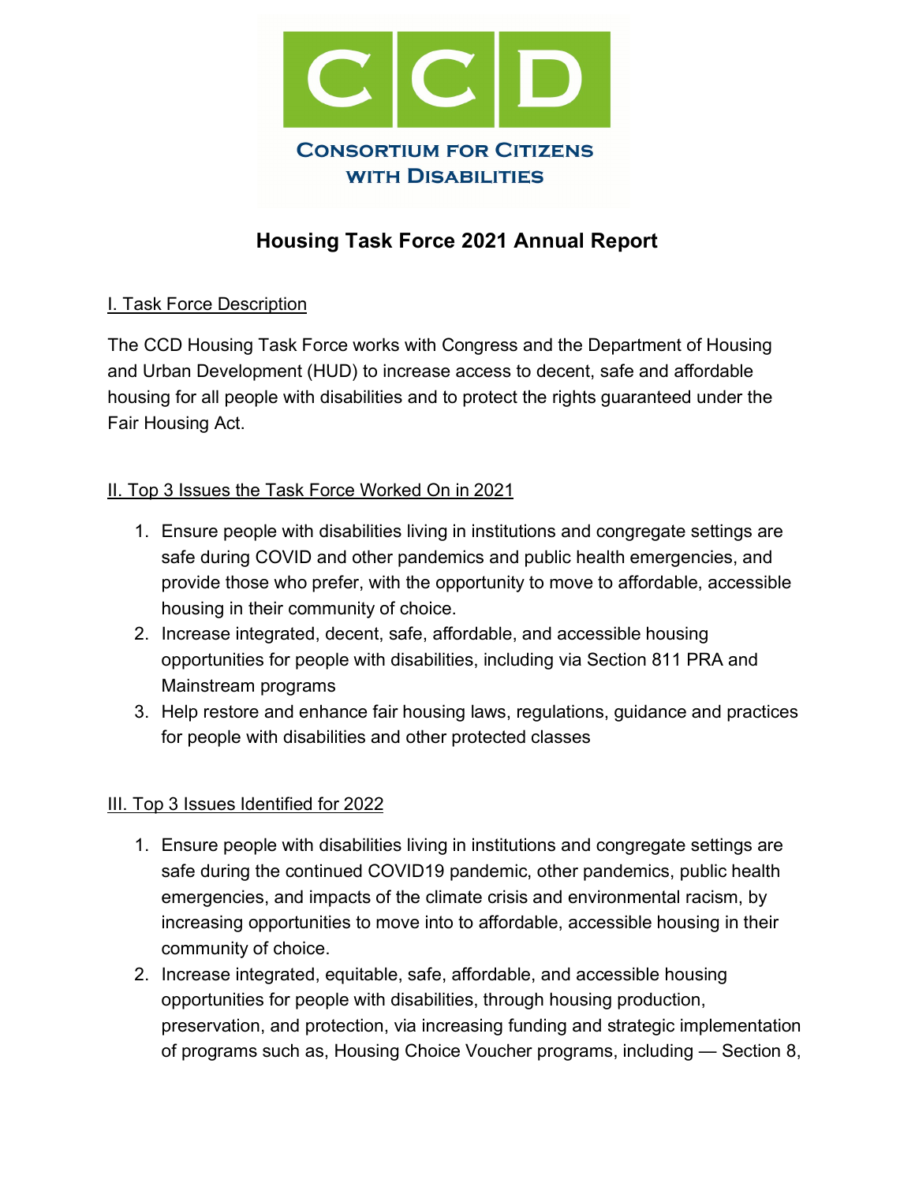CCD

Consortium for Citizens with Disabilities

# Housing Task Force 2021 Annual Report

## I. Task Force Description

The CCD Housing Task Force works with Congress and the Department of Housing and Urban Development (HUD) to increase access to decent, safe and affordable housing for all people with disabilities and to protect the rights guaranteed under the Fair Housing Act.

## II. Top 3 Issues the Task Force Worked On in 2021

1. Ensure people with disabilities living in institutions and congregate settings are safe during COVID and other pandemics and public health emergencies, and provide those who prefer, with the opportunity to move to affordable, accessible housing in their community of choice.
2. Increase integrated, decent, safe, affordable, and accessible housing opportunities for people with disabilities, including via Section 811 PRA and Mainstream programs
3. Help restore and enhance fair housing laws, regulations, guidance and practices for people with disabilities and other protected classes

## III. Top 3 Issues Identified for 2022

1. Ensure people with disabilities living in institutions and congregate settings are safe during the continued COVID19 pandemic, other pandemics, public health emergencies, and impacts of the climate crisis and environmental racism, by increasing opportunities to move into to affordable, accessible housing in their community of choice.
2. Increase integrated, equitable, safe, affordable, and accessible housing opportunities for people with disabilities, through housing production, preservation, and protection, via increasing funding and strategic implementation of programs such as, Housing Choice Voucher programs, including — Section 8,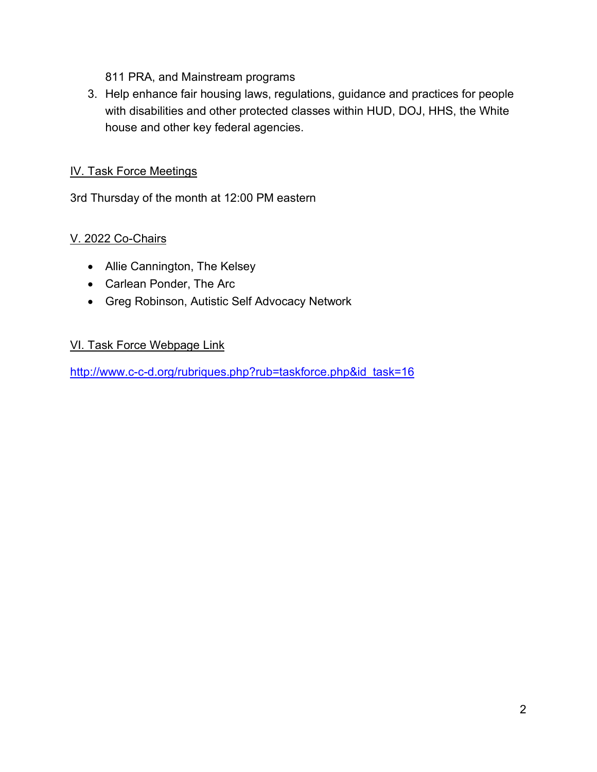811 PRA, and Mainstream programs

3. Help enhance fair housing laws, regulations, guidance and practices for people with disabilities and other protected classes within HUD, DOJ, HHS, the White house and other key federal agencies.

## IV. Task Force Meetings

3rd Thursday of the month at 12:00 PM eastern

## V. 2022 Co-Chairs

- Allie Cannington, The Kelsey
- Carlean Ponder, The Arc
- Greg Robinson, Autistic Self Advocacy Network

## VI. Task Force Webpage Link

http://www.c-c-d.org/rubriques.php?rub=taskforce.php&id_task=16